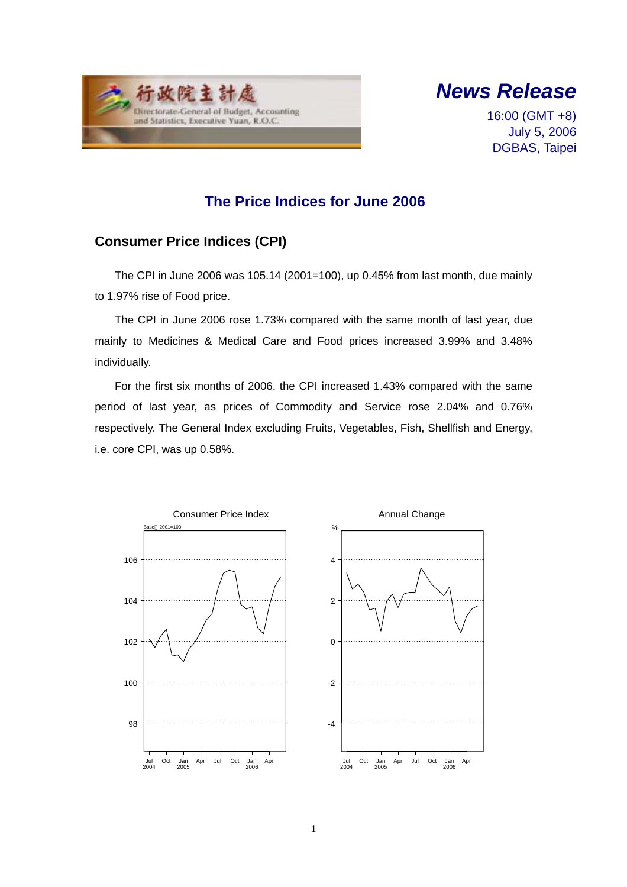行政院主計處
Directorate-General of Budget, Accounting and Statistics, Executive Yuan, R.O.C.

# *News Release*

16:00 (GMT +8)
July 5, 2006
DGBAS, Taipei

## The Price Indices for June 2006

### Consumer Price Indices (CPI)

The CPI in June 2006 was 105.14 (2001=100), up 0.45% from last month, due mainly to 1.97% rise of Food price.

The CPI in June 2006 rose 1.73% compared with the same month of last year, due mainly to Medicines & Medical Care and Food prices increased 3.99% and 3.48% individually.

For the first six months of 2006, the CPI increased 1.43% compared with the same period of last year, as prices of Commodity and Service rose 2.04% and 0.76% respectively. The General Index excluding Fruits, Vegetables, Fish, Shellfish and Energy, i.e. core CPI, was up 0.58%.

Consumer Price Index

Annual Change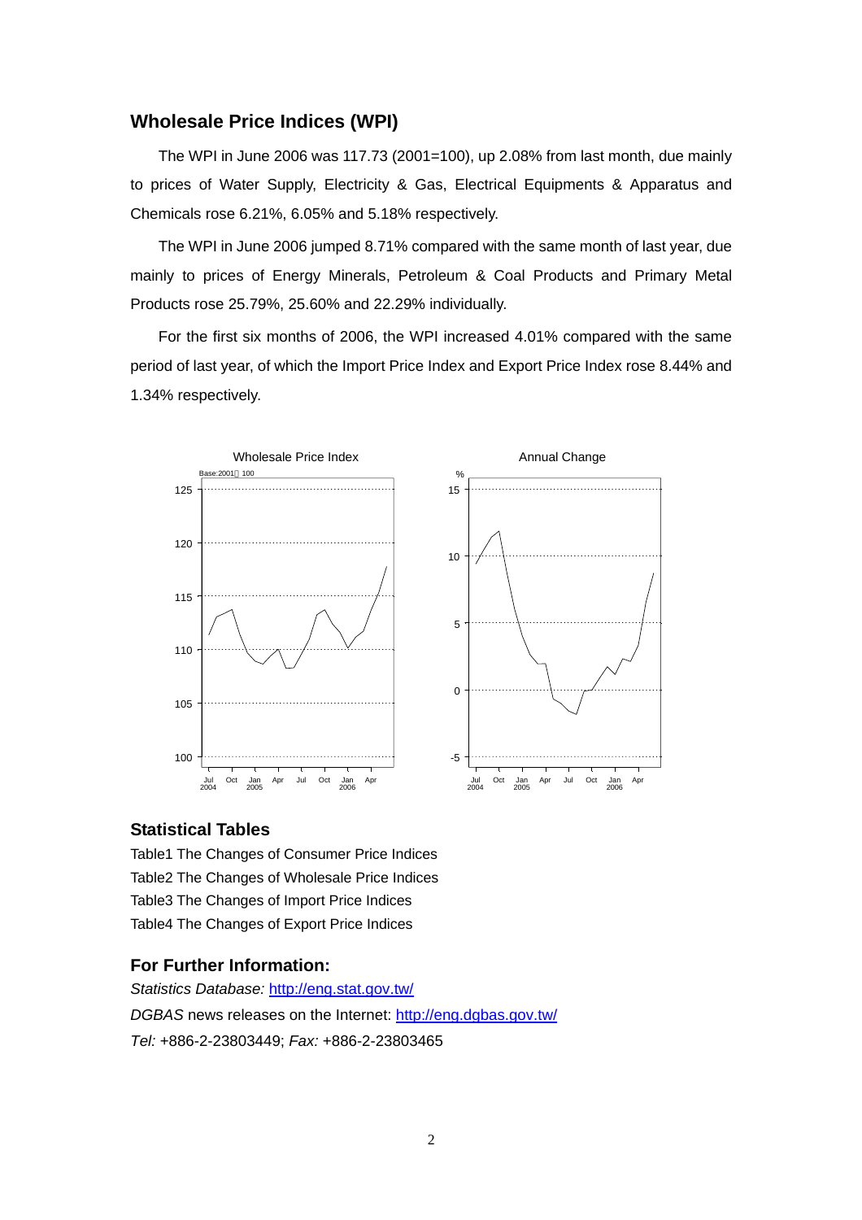## Wholesale Price Indices (WPI)

The WPI in June 2006 was 117.73 (2001=100), up 2.08% from last month, due mainly to prices of Water Supply, Electricity & Gas, Electrical Equipments & Apparatus and Chemicals rose 6.21%, 6.05% and 5.18% respectively.

The WPI in June 2006 jumped 8.71% compared with the same month of last year, due mainly to prices of Energy Minerals, Petroleum & Coal Products and Primary Metal Products rose 25.79%, 25.60% and 22.29% individually.

For the first six months of 2006, the WPI increased 4.01% compared with the same period of last year, of which the Import Price Index and Export Price Index rose 8.44% and 1.34% respectively.

## Statistical Tables

Table1 The Changes of Consumer Price Indices
Table2 The Changes of Wholesale Price Indices
Table3 The Changes of Import Price Indices
Table4 The Changes of Export Price Indices

## For Further Information:

*Statistics Database:* http://eng.stat.gov.tw/
*DGBAS* news releases on the Internet: http://eng.dgbas.gov.tw/
*Tel:* +886-2-23803449; *Fax:* +886-2-23803465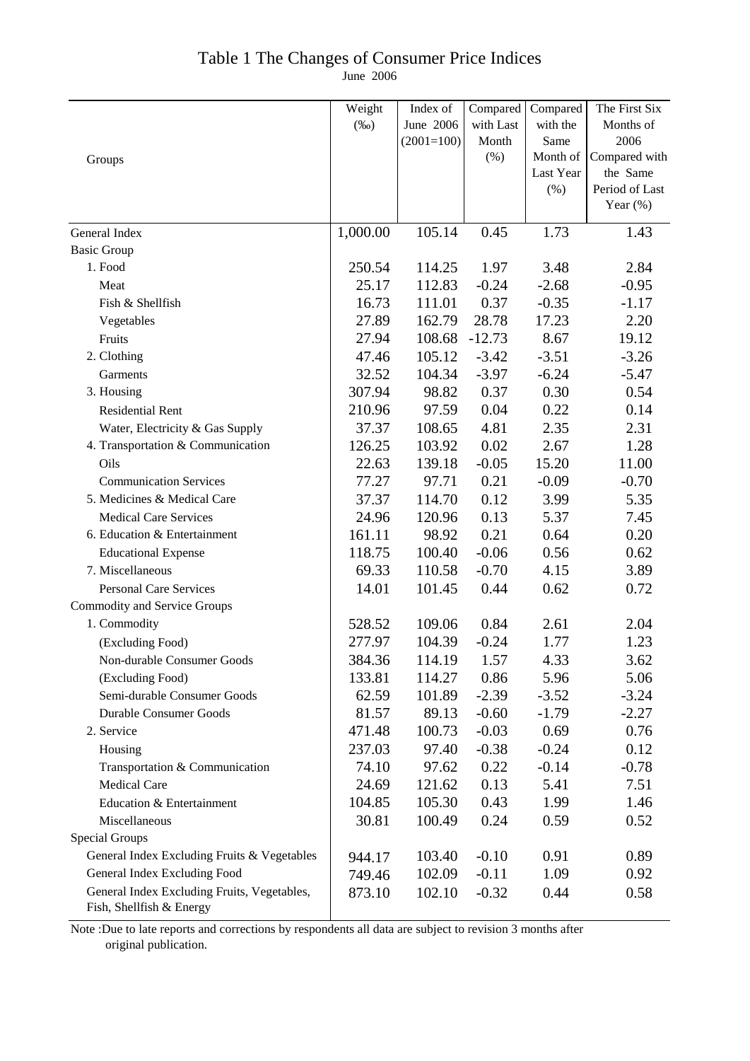# Table 1 The Changes of Consumer Price Indices

June 2006

| Groups | Weight (‰) | Index of June 2006 (2001=100) | Compared with Last Month (%) | Compared with the Same Month of Last Year (%) | The First Six Months of 2006 Compared with the Same Period of Last Year (%) |
|---|---|---|---|---|---|
| General Index | 1,000.00 | 105.14 | 0.45 | 1.73 | 1.43 |
| Basic Group | | | | | |
| 1. Food | 250.54 | 114.25 | 1.97 | 3.48 | 2.84 |
| Meat | 25.17 | 112.83 | -0.24 | -2.68 | -0.95 |
| Fish & Shellfish | 16.73 | 111.01 | 0.37 | -0.35 | -1.17 |
| Vegetables | 27.89 | 162.79 | 28.78 | 17.23 | 2.20 |
| Fruits | 27.94 | 108.68 | -12.73 | 8.67 | 19.12 |
| 2. Clothing | 47.46 | 105.12 | -3.42 | -3.51 | -3.26 |
| Garments | 32.52 | 104.34 | -3.97 | -6.24 | -5.47 |
| 3. Housing | 307.94 | 98.82 | 0.37 | 0.30 | 0.54 |
| Residential Rent | 210.96 | 97.59 | 0.04 | 0.22 | 0.14 |
| Water, Electricity & Gas Supply | 37.37 | 108.65 | 4.81 | 2.35 | 2.31 |
| 4. Transportation & Communication | 126.25 | 103.92 | 0.02 | 2.67 | 1.28 |
| Oils | 22.63 | 139.18 | -0.05 | 15.20 | 11.00 |
| Communication Services | 77.27 | 97.71 | 0.21 | -0.09 | -0.70 |
| 5. Medicines & Medical Care | 37.37 | 114.70 | 0.12 | 3.99 | 5.35 |
| Medical Care Services | 24.96 | 120.96 | 0.13 | 5.37 | 7.45 |
| 6. Education & Entertainment | 161.11 | 98.92 | 0.21 | 0.64 | 0.20 |
| Educational Expense | 118.75 | 100.40 | -0.06 | 0.56 | 0.62 |
| 7. Miscellaneous | 69.33 | 110.58 | -0.70 | 4.15 | 3.89 |
| Personal Care Services | 14.01 | 101.45 | 0.44 | 0.62 | 0.72 |
| Commodity and Service Groups | | | | | |
| 1. Commodity | 528.52 | 109.06 | 0.84 | 2.61 | 2.04 |
| (Excluding Food) | 277.97 | 104.39 | -0.24 | 1.77 | 1.23 |
| Non-durable Consumer Goods | 384.36 | 114.19 | 1.57 | 4.33 | 3.62 |
| (Excluding Food) | 133.81 | 114.27 | 0.86 | 5.96 | 5.06 |
| Semi-durable Consumer Goods | 62.59 | 101.89 | -2.39 | -3.52 | -3.24 |
| Durable Consumer Goods | 81.57 | 89.13 | -0.60 | -1.79 | -2.27 |
| 2. Service | 471.48 | 100.73 | -0.03 | 0.69 | 0.76 |
| Housing | 237.03 | 97.40 | -0.38 | -0.24 | 0.12 |
| Transportation & Communication | 74.10 | 97.62 | 0.22 | -0.14 | -0.78 |
| Medical Care | 24.69 | 121.62 | 0.13 | 5.41 | 7.51 |
| Education & Entertainment | 104.85 | 105.30 | 0.43 | 1.99 | 1.46 |
| Miscellaneous | 30.81 | 100.49 | 0.24 | 0.59 | 0.52 |
| Special Groups | | | | | |
| General Index Excluding Fruits & Vegetables | 944.17 | 103.40 | -0.10 | 0.91 | 0.89 |
| General Index Excluding Food | 749.46 | 102.09 | -0.11 | 1.09 | 0.92 |
| General Index Excluding Fruits, Vegetables, Fish, Shellfish & Energy | 873.10 | 102.10 | -0.32 | 0.44 | 0.58 |

Note :Due to late reports and corrections by respondents all data are subject to revision 3 months after original publication.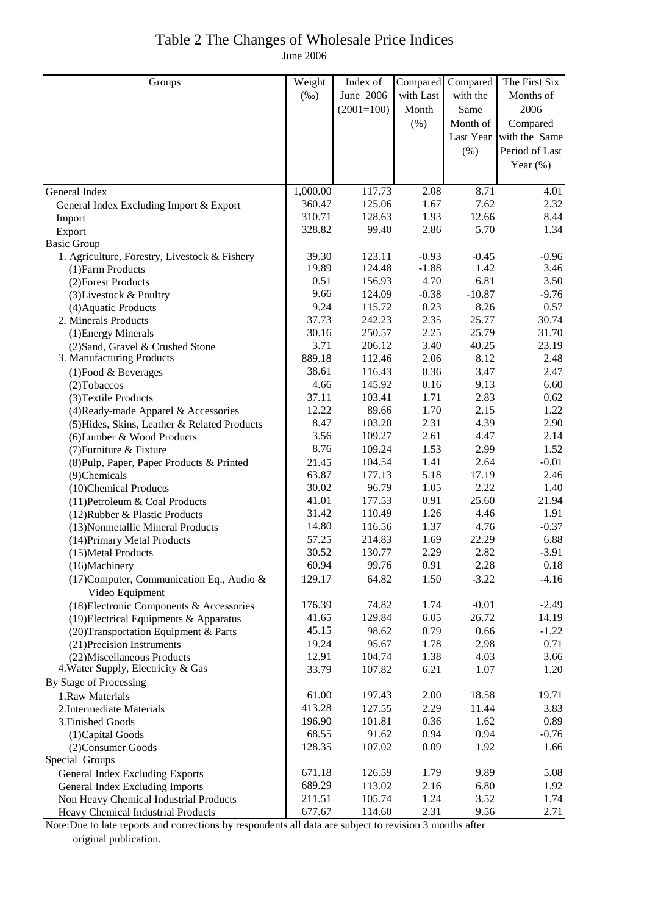# Table 2 The Changes of Wholesale Price Indices

June 2006

| Groups | Weight (‰) | Index of June 2006 (2001=100) | Compared with Last Month (%) | Compared with the Same Month of Last Year (%) | The First Six Months of 2006 Compared with the Same Period of Last Year (%) |
|---|---|---|---|---|---|
| General Index | 1,000.00 | 117.73 | 2.08 | 8.71 | 4.01 |
| General Index Excluding Import & Export | 360.47 | 125.06 | 1.67 | 7.62 | 2.32 |
| Import | 310.71 | 128.63 | 1.93 | 12.66 | 8.44 |
| Export | 328.82 | 99.40 | 2.86 | 5.70 | 1.34 |
| Basic Group | | | | | |
| 1. Agriculture, Forestry, Livestock & Fishery | 39.30 | 123.11 | -0.93 | -0.45 | -0.96 |
| (1)Farm Products | 19.89 | 124.48 | -1.88 | 1.42 | 3.46 |
| (2)Forest Products | 0.51 | 156.93 | 4.70 | 6.81 | 3.50 |
| (3)Livestock & Poultry | 9.66 | 124.09 | -0.38 | -10.87 | -9.76 |
| (4)Aquatic Products | 9.24 | 115.72 | 0.23 | 8.26 | 0.57 |
| 2. Minerals Products | 37.73 | 242.23 | 2.35 | 25.77 | 30.74 |
| (1)Energy Minerals | 30.16 | 250.57 | 2.25 | 25.79 | 31.70 |
| (2)Sand, Gravel & Crushed Stone | 3.71 | 206.12 | 3.40 | 40.25 | 23.19 |
| 3. Manufacturing Products | 889.18 | 112.46 | 2.06 | 8.12 | 2.48 |
| (1)Food & Beverages | 38.61 | 116.43 | 0.36 | 3.47 | 2.47 |
| (2)Tobaccos | 4.66 | 145.92 | 0.16 | 9.13 | 6.60 |
| (3)Textile Products | 37.11 | 103.41 | 1.71 | 2.83 | 0.62 |
| (4)Ready-made Apparel & Accessories | 12.22 | 89.66 | 1.70 | 2.15 | 1.22 |
| (5)Hides, Skins, Leather & Related Products | 8.47 | 103.20 | 2.31 | 4.39 | 2.90 |
| (6)Lumber & Wood Products | 3.56 | 109.27 | 2.61 | 4.47 | 2.14 |
| (7)Furniture & Fixture | 8.76 | 109.24 | 1.53 | 2.99 | 1.52 |
| (8)Pulp, Paper, Paper Products & Printed | 21.45 | 104.54 | 1.41 | 2.64 | -0.01 |
| (9)Chemicals | 63.87 | 177.13 | 5.18 | 17.19 | 2.46 |
| (10)Chemical Products | 30.02 | 96.79 | 1.05 | 2.22 | 1.40 |
| (11)Petroleum & Coal Products | 41.01 | 177.53 | 0.91 | 25.60 | 21.94 |
| (12)Rubber & Plastic Products | 31.42 | 110.49 | 1.26 | 4.46 | 1.91 |
| (13)Nonmetallic Mineral Products | 14.80 | 116.56 | 1.37 | 4.76 | -0.37 |
| (14)Primary Metal Products | 57.25 | 214.83 | 1.69 | 22.29 | 6.88 |
| (15)Metal Products | 30.52 | 130.77 | 2.29 | 2.82 | -3.91 |
| (16)Machinery | 60.94 | 99.76 | 0.91 | 2.28 | 0.18 |
| (17)Computer, Communication Eq., Audio & Video Equipment | 129.17 | 64.82 | 1.50 | -3.22 | -4.16 |
| (18)Electronic Components & Accessories | 176.39 | 74.82 | 1.74 | -0.01 | -2.49 |
| (19)Electrical Equipments & Apparatus | 41.65 | 129.84 | 6.05 | 26.72 | 14.19 |
| (20)Transportation Equipment & Parts | 45.15 | 98.62 | 0.79 | 0.66 | -1.22 |
| (21)Precision Instruments | 19.24 | 95.67 | 1.78 | 2.98 | 0.71 |
| (22)Miscellaneous Products | 12.91 | 104.74 | 1.38 | 4.03 | 3.66 |
| 4.Water Supply, Electricity & Gas | 33.79 | 107.82 | 6.21 | 1.07 | 1.20 |
| By Stage of Processing | | | | | |
| 1.Raw Materials | 61.00 | 197.43 | 2.00 | 18.58 | 19.71 |
| 2.Intermediate Materials | 413.28 | 127.55 | 2.29 | 11.44 | 3.83 |
| 3.Finished Goods | 196.90 | 101.81 | 0.36 | 1.62 | 0.89 |
| (1)Capital Goods | 68.55 | 91.62 | 0.94 | 0.94 | -0.76 |
| (2)Consumer Goods | 128.35 | 107.02 | 0.09 | 1.92 | 1.66 |
| Special Groups | | | | | |
| General Index Excluding Exports | 671.18 | 126.59 | 1.79 | 9.89 | 5.08 |
| General Index Excluding Imports | 689.29 | 113.02 | 2.16 | 6.80 | 1.92 |
| Non Heavy Chemical Industrial Products | 211.51 | 105.74 | 1.24 | 3.52 | 1.74 |
| Heavy Chemical Industrial Products | 677.67 | 114.60 | 2.31 | 9.56 | 2.71 |

Note:Due to late reports and corrections by respondents all data are subject to revision 3 months after original publication.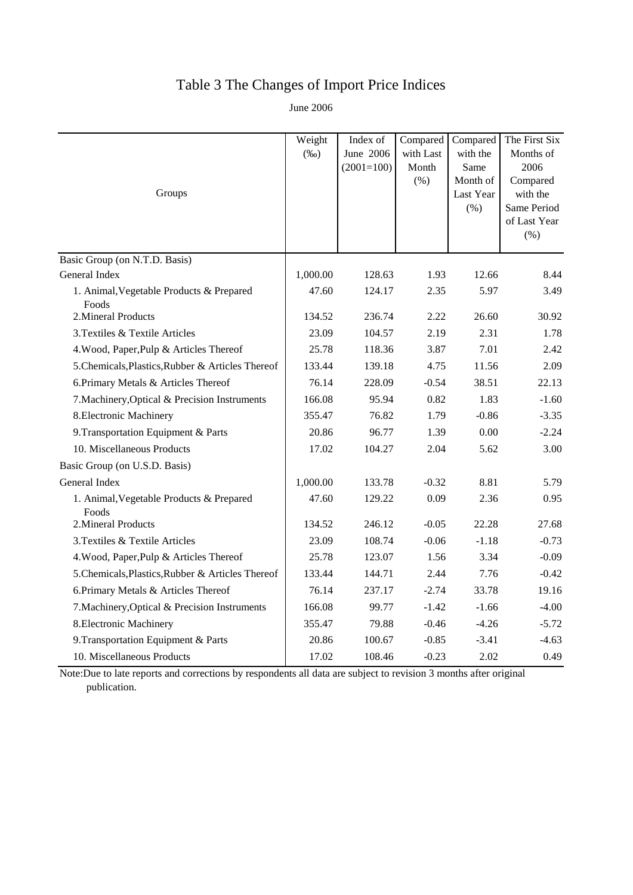# Table 3 The Changes of Import Price Indices

June 2006

| Groups | Weight (‰) | Index of June 2006 (2001=100) | Compared with Last Month (%) | Compared with the Same Month of Last Year (%) | The First Six Months of 2006 Compared with the Same Period of Last Year (%) |
|---|---|---|---|---|---|
| Basic Group (on N.T.D. Basis) | | | | | |
| General Index | 1,000.00 | 128.63 | 1.93 | 12.66 | 8.44 |
| 1. Animal,Vegetable Products & Prepared Foods | 47.60 | 124.17 | 2.35 | 5.97 | 3.49 |
| 2.Mineral Products | 134.52 | 236.74 | 2.22 | 26.60 | 30.92 |
| 3.Textiles & Textile Articles | 23.09 | 104.57 | 2.19 | 2.31 | 1.78 |
| 4.Wood, Paper,Pulp & Articles Thereof | 25.78 | 118.36 | 3.87 | 7.01 | 2.42 |
| 5.Chemicals,Plastics,Rubber & Articles Thereof | 133.44 | 139.18 | 4.75 | 11.56 | 2.09 |
| 6.Primary Metals & Articles Thereof | 76.14 | 228.09 | -0.54 | 38.51 | 22.13 |
| 7.Machinery,Optical & Precision Instruments | 166.08 | 95.94 | 0.82 | 1.83 | -1.60 |
| 8.Electronic Machinery | 355.47 | 76.82 | 1.79 | -0.86 | -3.35 |
| 9.Transportation Equipment & Parts | 20.86 | 96.77 | 1.39 | 0.00 | -2.24 |
| 10. Miscellaneous Products | 17.02 | 104.27 | 2.04 | 5.62 | 3.00 |
| Basic Group (on U.S.D. Basis) | | | | | |
| General Index | 1,000.00 | 133.78 | -0.32 | 8.81 | 5.79 |
| 1. Animal,Vegetable Products & Prepared Foods | 47.60 | 129.22 | 0.09 | 2.36 | 0.95 |
| 2.Mineral Products | 134.52 | 246.12 | -0.05 | 22.28 | 27.68 |
| 3.Textiles & Textile Articles | 23.09 | 108.74 | -0.06 | -1.18 | -0.73 |
| 4.Wood, Paper,Pulp & Articles Thereof | 25.78 | 123.07 | 1.56 | 3.34 | -0.09 |
| 5.Chemicals,Plastics,Rubber & Articles Thereof | 133.44 | 144.71 | 2.44 | 7.76 | -0.42 |
| 6.Primary Metals & Articles Thereof | 76.14 | 237.17 | -2.74 | 33.78 | 19.16 |
| 7.Machinery,Optical & Precision Instruments | 166.08 | 99.77 | -1.42 | -1.66 | -4.00 |
| 8.Electronic Machinery | 355.47 | 79.88 | -0.46 | -4.26 | -5.72 |
| 9.Transportation Equipment & Parts | 20.86 | 100.67 | -0.85 | -3.41 | -4.63 |
| 10. Miscellaneous Products | 17.02 | 108.46 | -0.23 | 2.02 | 0.49 |

Note:Due to late reports and corrections by respondents all data are subject to revision 3 months after original publication.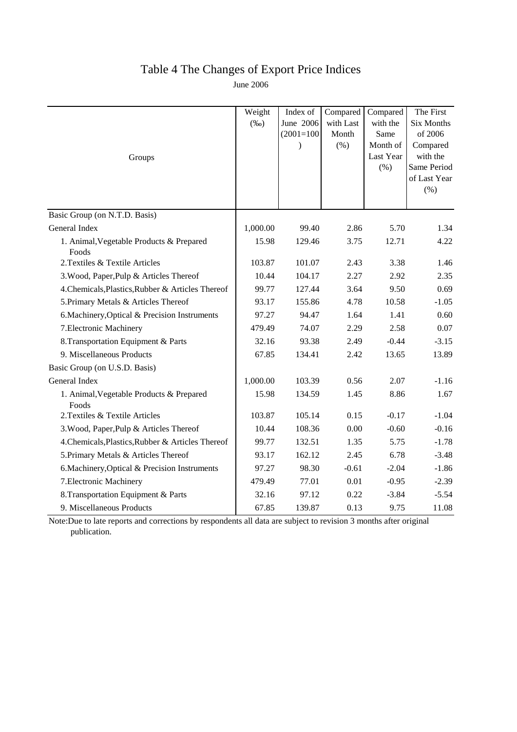# Table 4 The Changes of Export Price Indices

June 2006

| Groups | Weight (‰) | Index of June 2006 (2001=100) | Compared with Last Month (%) | Compared with the Same Month of Last Year (%) | The First Six Months of 2006 Compared with the Same Period of Last Year (%) |
|---|---|---|---|---|---|
| Basic Group (on N.T.D. Basis) | | | | | |
| General Index | 1,000.00 | 99.40 | 2.86 | 5.70 | 1.34 |
| 1. Animal,Vegetable Products & Prepared Foods | 15.98 | 129.46 | 3.75 | 12.71 | 4.22 |
| 2.Textiles & Textile Articles | 103.87 | 101.07 | 2.43 | 3.38 | 1.46 |
| 3.Wood, Paper,Pulp & Articles Thereof | 10.44 | 104.17 | 2.27 | 2.92 | 2.35 |
| 4.Chemicals,Plastics,Rubber & Articles Thereof | 99.77 | 127.44 | 3.64 | 9.50 | 0.69 |
| 5.Primary Metals & Articles Thereof | 93.17 | 155.86 | 4.78 | 10.58 | -1.05 |
| 6.Machinery,Optical & Precision Instruments | 97.27 | 94.47 | 1.64 | 1.41 | 0.60 |
| 7.Electronic Machinery | 479.49 | 74.07 | 2.29 | 2.58 | 0.07 |
| 8.Transportation Equipment & Parts | 32.16 | 93.38 | 2.49 | -0.44 | -3.15 |
| 9. Miscellaneous Products | 67.85 | 134.41 | 2.42 | 13.65 | 13.89 |
| Basic Group (on U.S.D. Basis) | | | | | |
| General Index | 1,000.00 | 103.39 | 0.56 | 2.07 | -1.16 |
| 1. Animal,Vegetable Products & Prepared Foods | 15.98 | 134.59 | 1.45 | 8.86 | 1.67 |
| 2.Textiles & Textile Articles | 103.87 | 105.14 | 0.15 | -0.17 | -1.04 |
| 3.Wood, Paper,Pulp & Articles Thereof | 10.44 | 108.36 | 0.00 | -0.60 | -0.16 |
| 4.Chemicals,Plastics,Rubber & Articles Thereof | 99.77 | 132.51 | 1.35 | 5.75 | -1.78 |
| 5.Primary Metals & Articles Thereof | 93.17 | 162.12 | 2.45 | 6.78 | -3.48 |
| 6.Machinery,Optical & Precision Instruments | 97.27 | 98.30 | -0.61 | -2.04 | -1.86 |
| 7.Electronic Machinery | 479.49 | 77.01 | 0.01 | -0.95 | -2.39 |
| 8.Transportation Equipment & Parts | 32.16 | 97.12 | 0.22 | -3.84 | -5.54 |
| 9. Miscellaneous Products | 67.85 | 139.87 | 0.13 | 9.75 | 11.08 |

Note:Due to late reports and corrections by respondents all data are subject to revision 3 months after original publication.